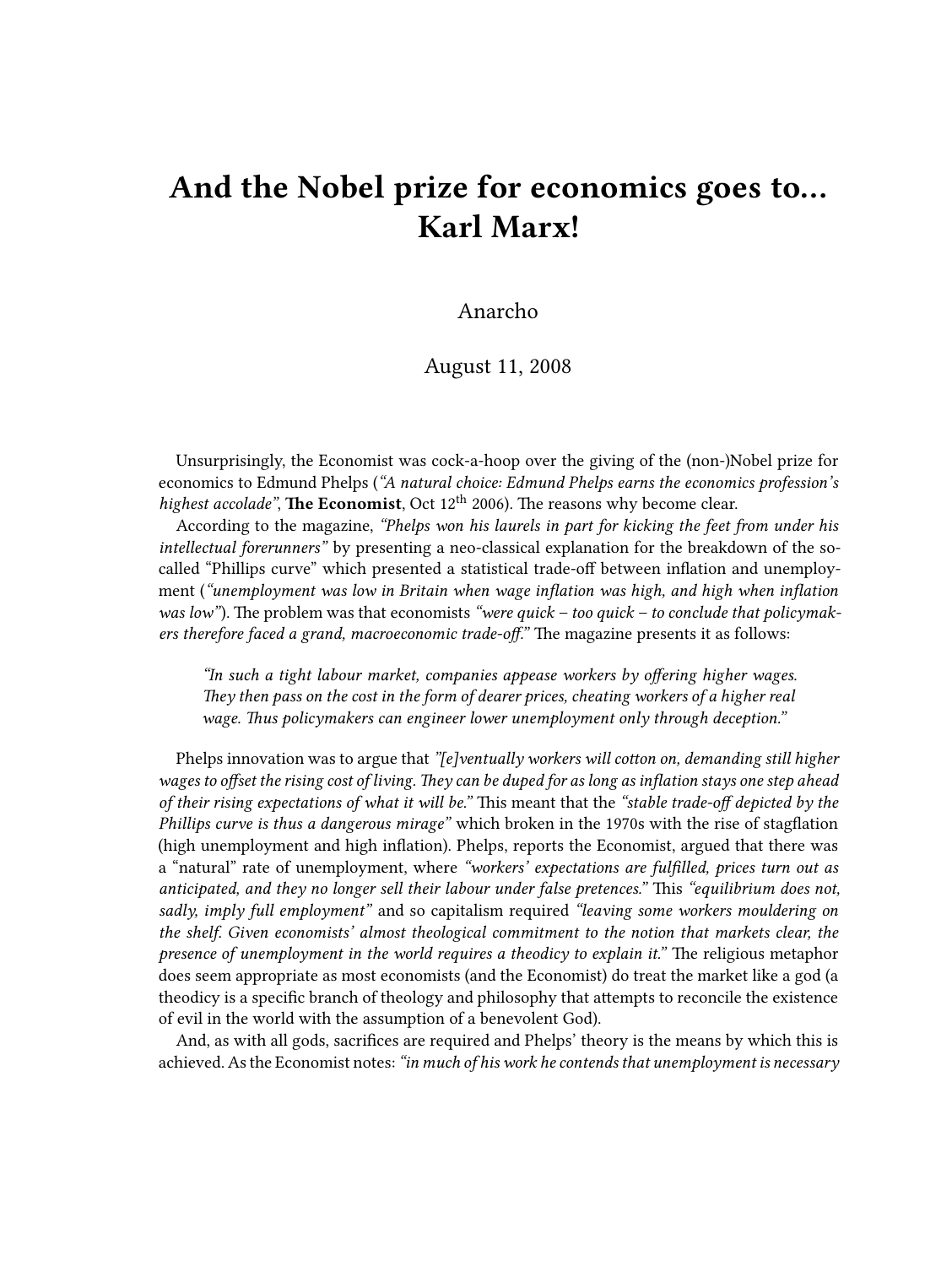# And the Nobel prize for economics goes to... Karl Marx!

Anarcho

August 11, 2008

Unsurprisingly, the Economist was cock-a-hoop over the giving of the (non-)Nobel prize for economics to Edmund Phelps (*"A natural choice: Edmund Phelps earns the economics profession's highest accolade"*, **The Economist**, Oct 12th 2006). The reasons why become clear.

According to the magazine, *"Phelps won his laurels in part for kicking the feet from under his intellectual forerunners"* by presenting a neo-classical explanation for the breakdown of the so-called "Phillips curve" which presented a statistical trade-off between inflation and unemployment (*"unemployment was low in Britain when wage inflation was high, and high when inflation was low"*). The problem was that economists *"were quick – too quick – to conclude that policymakers therefore faced a grand, macroeconomic trade-off."* The magazine presents it as follows:

> *"In such a tight labour market, companies appease workers by offering higher wages. They then pass on the cost in the form of dearer prices, cheating workers of a higher real wage. Thus policymakers can engineer lower unemployment only through deception."*

Phelps innovation was to argue that *"[e]ventually workers will cotton on, demanding still higher wages to offset the rising cost of living. They can be duped for as long as inflation stays one step ahead of their rising expectations of what it will be."* This meant that the *"stable trade-off depicted by the Phillips curve is thus a dangerous mirage"* which broken in the 1970s with the rise of stagflation (high unemployment and high inflation). Phelps, reports the Economist, argued that there was a "natural" rate of unemployment, where *"workers' expectations are fulfilled, prices turn out as anticipated, and they no longer sell their labour under false pretences."* This *"equilibrium does not, sadly, imply full employment"* and so capitalism required *"leaving some workers mouldering on the shelf. Given economists' almost theological commitment to the notion that markets clear, the presence of unemployment in the world requires a theodicy to explain it."* The religious metaphor does seem appropriate as most economists (and the Economist) do treat the market like a god (a theodicy is a specific branch of theology and philosophy that attempts to reconcile the existence of evil in the world with the assumption of a benevolent God).

And, as with all gods, sacrifices are required and Phelps' theory is the means by which this is achieved. As the Economist notes: *"in much of his work he contends that unemployment is necessary*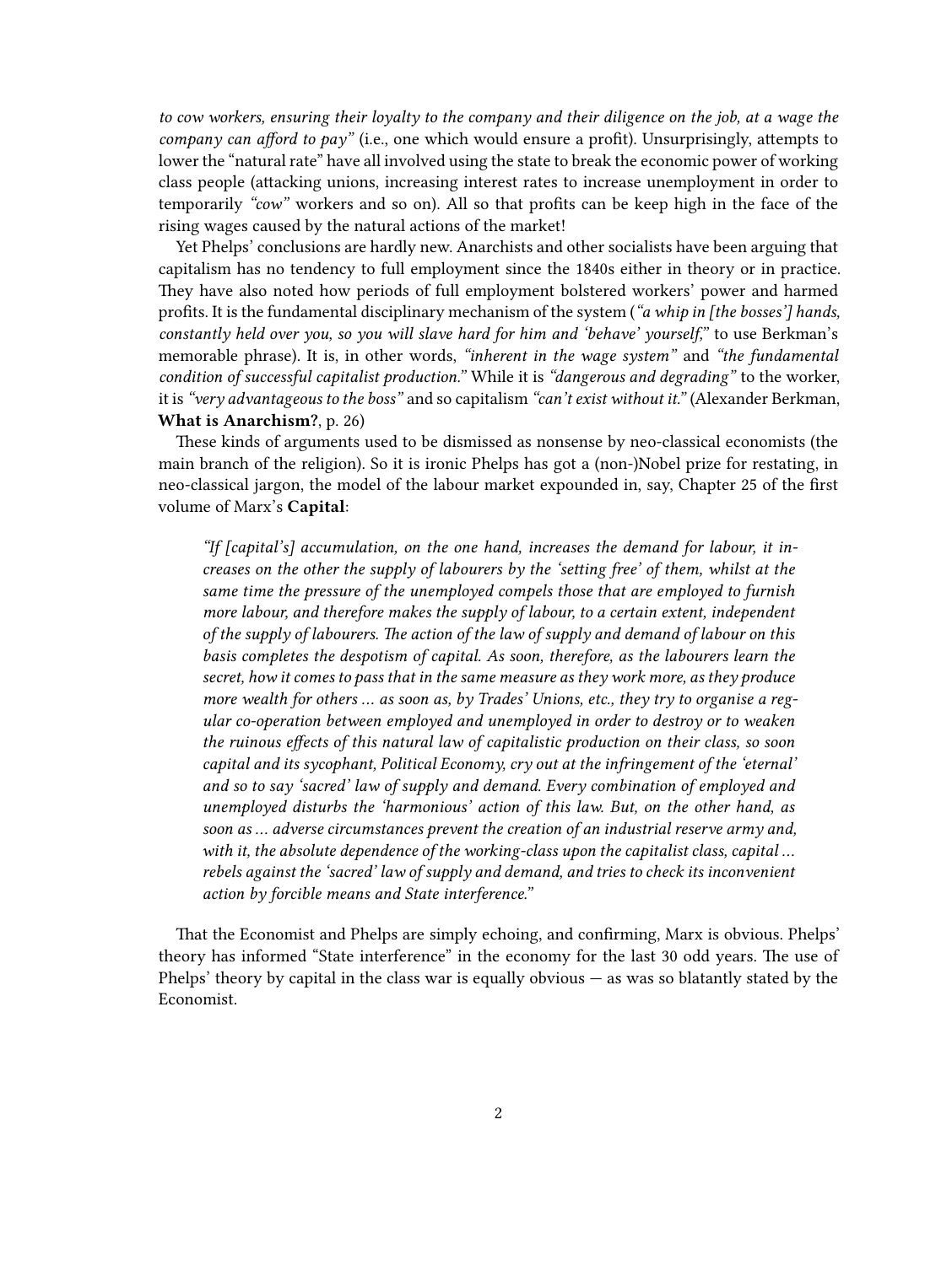*to cow workers, ensuring their loyalty to the company and their diligence on the job, at a wage the company can afford to pay"* (i.e., one which would ensure a profit). Unsurprisingly, attempts to lower the "natural rate" have all involved using the state to break the economic power of working class people (attacking unions, increasing interest rates to increase unemployment in order to temporarily *"cow"* workers and so on). All so that profits can be keep high in the face of the rising wages caused by the natural actions of the market!

Yet Phelps' conclusions are hardly new. Anarchists and other socialists have been arguing that capitalism has no tendency to full employment since the 1840s either in theory or in practice. They have also noted how periods of full employment bolstered workers' power and harmed profits. It is the fundamental disciplinary mechanism of the system (*"a whip in [the bosses'] hands, constantly held over you, so you will slave hard for him and 'behave' yourself,"* to use Berkman's memorable phrase). It is, in other words, *"inherent in the wage system"* and *"the fundamental condition of successful capitalist production."* While it is *"dangerous and degrading"* to the worker, it is *"very advantageous to the boss"* and so capitalism *"can't exist without it."* (Alexander Berkman, **What is Anarchism?**, p. 26)

These kinds of arguments used to be dismissed as nonsense by neo-classical economists (the main branch of the religion). So it is ironic Phelps has got a (non-)Nobel prize for restating, in neo-classical jargon, the model of the labour market expounded in, say, Chapter 25 of the first volume of Marx's **Capital**:

> *"If [capital's] accumulation, on the one hand, increases the demand for labour, it increases on the other the supply of labourers by the 'setting free' of them, whilst at the same time the pressure of the unemployed compels those that are employed to furnish more labour, and therefore makes the supply of labour, to a certain extent, independent of the supply of labourers. The action of the law of supply and demand of labour on this basis completes the despotism of capital. As soon, therefore, as the labourers learn the secret, how it comes to pass that in the same measure as they work more, as they produce more wealth for others … as soon as, by Trades' Unions, etc., they try to organise a regular co-operation between employed and unemployed in order to destroy or to weaken the ruinous effects of this natural law of capitalistic production on their class, so soon capital and its sycophant, Political Economy, cry out at the infringement of the 'eternal' and so to say 'sacred' law of supply and demand. Every combination of employed and unemployed disturbs the 'harmonious' action of this law. But, on the other hand, as soon as … adverse circumstances prevent the creation of an industrial reserve army and, with it, the absolute dependence of the working-class upon the capitalist class, capital … rebels against the 'sacred' law of supply and demand, and tries to check its inconvenient action by forcible means and State interference."*

That the Economist and Phelps are simply echoing, and confirming, Marx is obvious. Phelps' theory has informed "State interference" in the economy for the last 30 odd years. The use of Phelps' theory by capital in the class war is equally obvious — as was so blatantly stated by the Economist.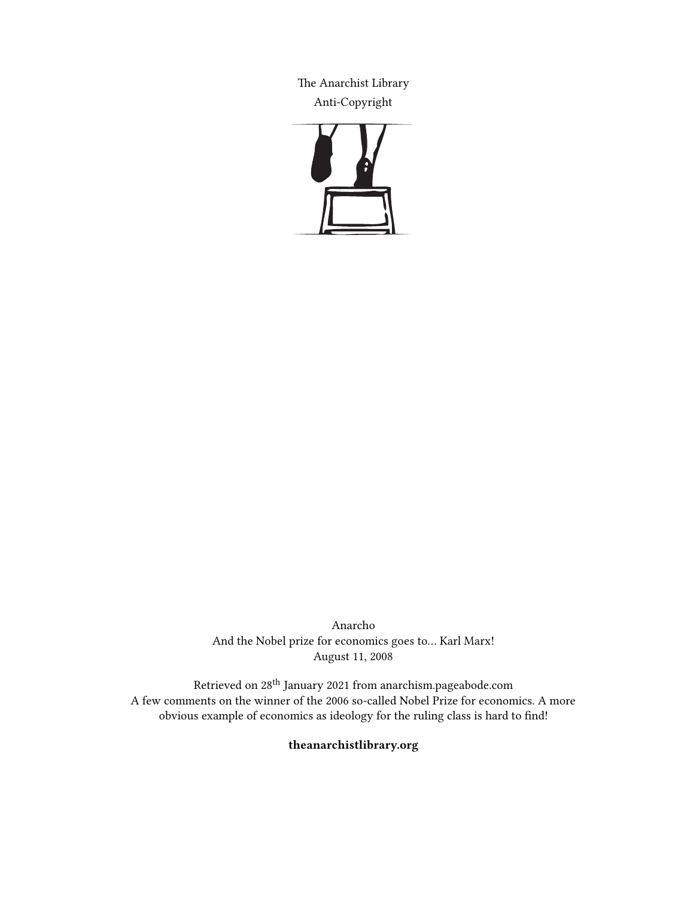The Anarchist Library
Anti-Copyright

Anarcho
And the Nobel prize for economics goes to… Karl Marx!
August 11, 2008

Retrieved on 28th January 2021 from anarchism.pageabode.com
A few comments on the winner of the 2006 so-called Nobel Prize for economics. A more obvious example of economics as ideology for the ruling class is hard to find!

**theanarchistlibrary.org**